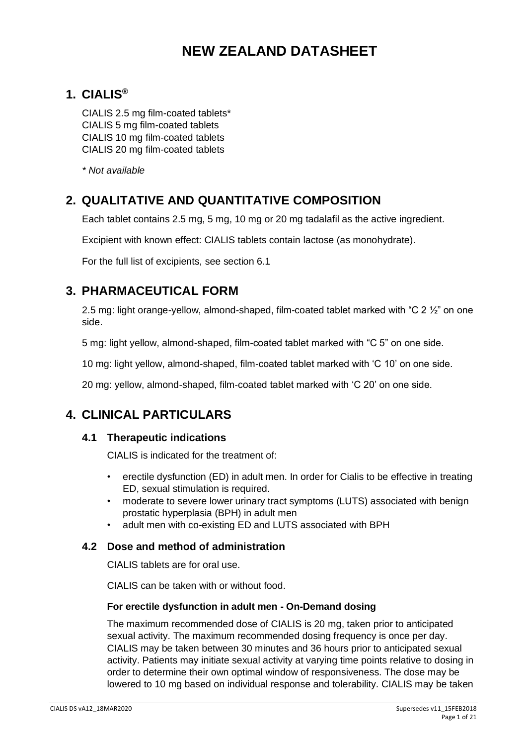# NEW ZEALAND DATASHEET

## 1. CIALIS®

CIALIS 2.5 mg film-coated tablets*
CIALIS 5 mg film-coated tablets
CIALIS 10 mg film-coated tablets
CIALIS 20 mg film-coated tablets

*\* Not available*

## 2. QUALITATIVE AND QUANTITATIVE COMPOSITION

Each tablet contains 2.5 mg, 5 mg, 10 mg or 20 mg tadalafil as the active ingredient.

Excipient with known effect: CIALIS tablets contain lactose (as monohydrate).

For the full list of excipients, see section 6.1

## 3. PHARMACEUTICAL FORM

2.5 mg: light orange-yellow, almond-shaped, film-coated tablet marked with "C 2 ½" on one side.

5 mg: light yellow, almond-shaped, film-coated tablet marked with "C 5" on one side.

10 mg: light yellow, almond-shaped, film-coated tablet marked with 'C 10' on one side.

20 mg: yellow, almond-shaped, film-coated tablet marked with 'C 20' on one side.

## 4. CLINICAL PARTICULARS

### 4.1 Therapeutic indications

CIALIS is indicated for the treatment of:

- erectile dysfunction (ED) in adult men. In order for Cialis to be effective in treating ED, sexual stimulation is required.
- moderate to severe lower urinary tract symptoms (LUTS) associated with benign prostatic hyperplasia (BPH) in adult men
- adult men with co-existing ED and LUTS associated with BPH

### 4.2 Dose and method of administration

CIALIS tablets are for oral use.

CIALIS can be taken with or without food.

**For erectile dysfunction in adult men - On-Demand dosing**

The maximum recommended dose of CIALIS is 20 mg, taken prior to anticipated sexual activity. The maximum recommended dosing frequency is once per day. CIALIS may be taken between 30 minutes and 36 hours prior to anticipated sexual activity. Patients may initiate sexual activity at varying time points relative to dosing in order to determine their own optimal window of responsiveness. The dose may be lowered to 10 mg based on individual response and tolerability. CIALIS may be taken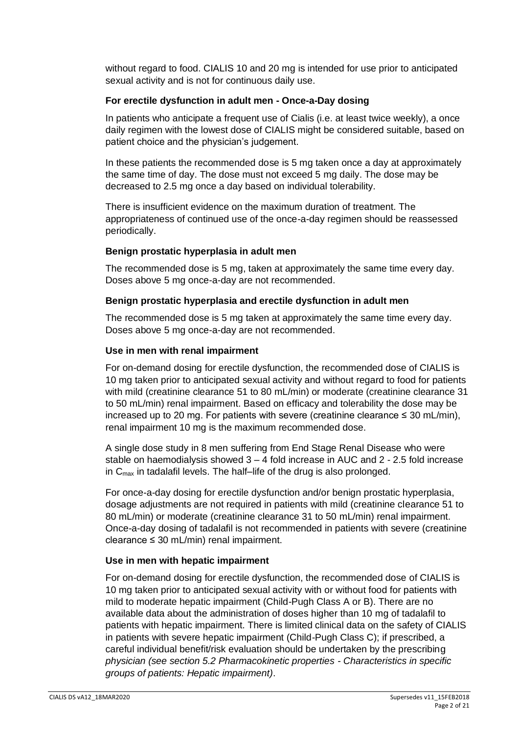without regard to food. CIALIS 10 and 20 mg is intended for use prior to anticipated sexual activity and is not for continuous daily use.

**For erectile dysfunction in adult men - Once-a-Day dosing**

In patients who anticipate a frequent use of Cialis (i.e. at least twice weekly), a once daily regimen with the lowest dose of CIALIS might be considered suitable, based on patient choice and the physician's judgement.

In these patients the recommended dose is 5 mg taken once a day at approximately the same time of day. The dose must not exceed 5 mg daily. The dose may be decreased to 2.5 mg once a day based on individual tolerability.

There is insufficient evidence on the maximum duration of treatment. The appropriateness of continued use of the once-a-day regimen should be reassessed periodically.

**Benign prostatic hyperplasia in adult men**

The recommended dose is 5 mg, taken at approximately the same time every day. Doses above 5 mg once-a-day are not recommended.

**Benign prostatic hyperplasia and erectile dysfunction in adult men**

The recommended dose is 5 mg taken at approximately the same time every day. Doses above 5 mg once-a-day are not recommended.

**Use in men with renal impairment**

For on-demand dosing for erectile dysfunction, the recommended dose of CIALIS is 10 mg taken prior to anticipated sexual activity and without regard to food for patients with mild (creatinine clearance 51 to 80 mL/min) or moderate (creatinine clearance 31 to 50 mL/min) renal impairment. Based on efficacy and tolerability the dose may be increased up to 20 mg. For patients with severe (creatinine clearance ≤ 30 mL/min), renal impairment 10 mg is the maximum recommended dose.

A single dose study in 8 men suffering from End Stage Renal Disease who were stable on haemodialysis showed 3 – 4 fold increase in AUC and 2 - 2.5 fold increase in $C_{max}$ in tadalafil levels. The half–life of the drug is also prolonged.

For once-a-day dosing for erectile dysfunction and/or benign prostatic hyperplasia, dosage adjustments are not required in patients with mild (creatinine clearance 51 to 80 mL/min) or moderate (creatinine clearance 31 to 50 mL/min) renal impairment. Once-a-day dosing of tadalafil is not recommended in patients with severe (creatinine clearance ≤ 30 mL/min) renal impairment.

**Use in men with hepatic impairment**

For on-demand dosing for erectile dysfunction, the recommended dose of CIALIS is 10 mg taken prior to anticipated sexual activity with or without food for patients with mild to moderate hepatic impairment (Child-Pugh Class A or B). There are no available data about the administration of doses higher than 10 mg of tadalafil to patients with hepatic impairment. There is limited clinical data on the safety of CIALIS in patients with severe hepatic impairment (Child-Pugh Class C); if prescribed, a careful individual benefit/risk evaluation should be undertaken by the prescribing physician *(see section 5.2 Pharmacokinetic properties - Characteristics in specific groups of patients: Hepatic impairment)*.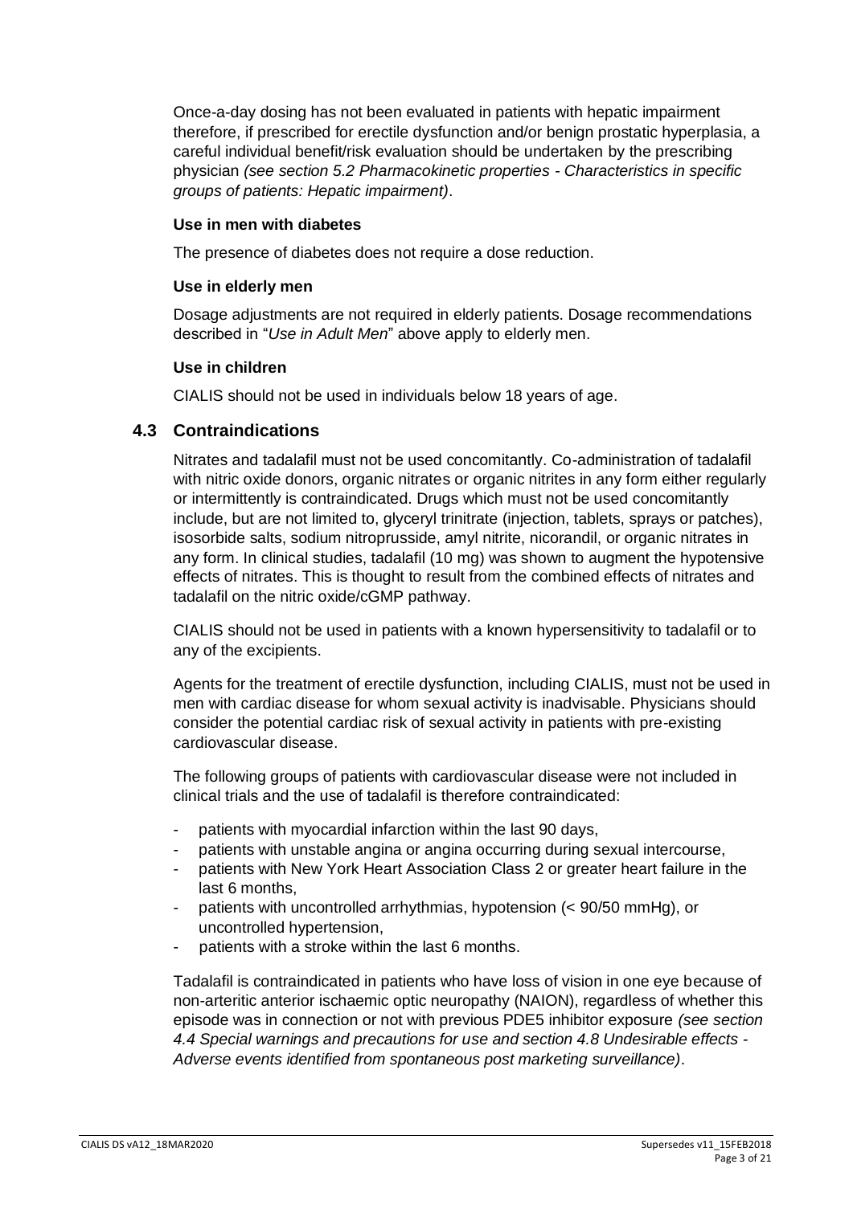Once-a-day dosing has not been evaluated in patients with hepatic impairment therefore, if prescribed for erectile dysfunction and/or benign prostatic hyperplasia, a careful individual benefit/risk evaluation should be undertaken by the prescribing physician *(see section 5.2 Pharmacokinetic properties - Characteristics in specific groups of patients: Hepatic impairment)*.

**Use in men with diabetes**

The presence of diabetes does not require a dose reduction.

**Use in elderly men**

Dosage adjustments are not required in elderly patients. Dosage recommendations described in "*Use in Adult Men*" above apply to elderly men.

**Use in children**

CIALIS should not be used in individuals below 18 years of age.

## 4.3 Contraindications

Nitrates and tadalafil must not be used concomitantly. Co-administration of tadalafil with nitric oxide donors, organic nitrates or organic nitrites in any form either regularly or intermittently is contraindicated. Drugs which must not be used concomitantly include, but are not limited to, glyceryl trinitrate (injection, tablets, sprays or patches), isosorbide salts, sodium nitroprusside, amyl nitrite, nicorandil, or organic nitrates in any form. In clinical studies, tadalafil (10 mg) was shown to augment the hypotensive effects of nitrates. This is thought to result from the combined effects of nitrates and tadalafil on the nitric oxide/cGMP pathway.

CIALIS should not be used in patients with a known hypersensitivity to tadalafil or to any of the excipients.

Agents for the treatment of erectile dysfunction, including CIALIS, must not be used in men with cardiac disease for whom sexual activity is inadvisable. Physicians should consider the potential cardiac risk of sexual activity in patients with pre-existing cardiovascular disease.

The following groups of patients with cardiovascular disease were not included in clinical trials and the use of tadalafil is therefore contraindicated:

- patients with myocardial infarction within the last 90 days,
- patients with unstable angina or angina occurring during sexual intercourse,
- patients with New York Heart Association Class 2 or greater heart failure in the last 6 months,
- patients with uncontrolled arrhythmias, hypotension (< 90/50 mmHg), or uncontrolled hypertension,
- patients with a stroke within the last 6 months.

Tadalafil is contraindicated in patients who have loss of vision in one eye because of non-arteritic anterior ischaemic optic neuropathy (NAION), regardless of whether this episode was in connection or not with previous PDE5 inhibitor exposure *(see section 4.4 Special warnings and precautions for use and section 4.8 Undesirable effects - Adverse events identified from spontaneous post marketing surveillance)*.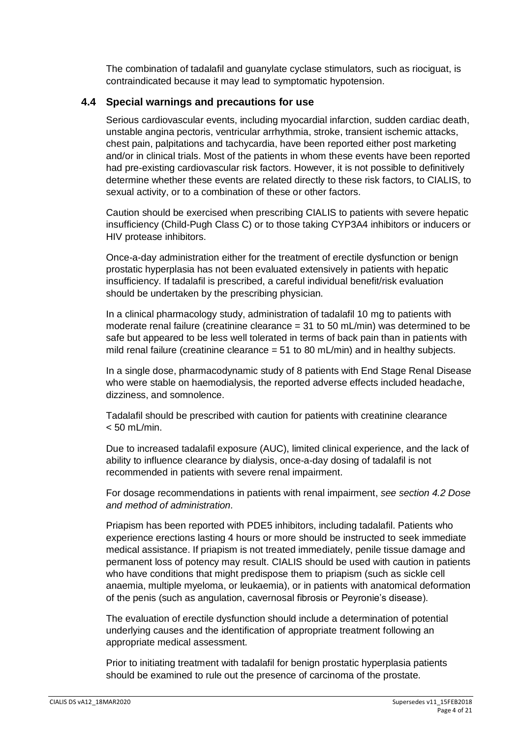The combination of tadalafil and guanylate cyclase stimulators, such as riociguat, is contraindicated because it may lead to symptomatic hypotension.

## 4.4 Special warnings and precautions for use

Serious cardiovascular events, including myocardial infarction, sudden cardiac death, unstable angina pectoris, ventricular arrhythmia, stroke, transient ischemic attacks, chest pain, palpitations and tachycardia, have been reported either post marketing and/or in clinical trials. Most of the patients in whom these events have been reported had pre-existing cardiovascular risk factors. However, it is not possible to definitively determine whether these events are related directly to these risk factors, to CIALIS, to sexual activity, or to a combination of these or other factors.

Caution should be exercised when prescribing CIALIS to patients with severe hepatic insufficiency (Child-Pugh Class C) or to those taking CYP3A4 inhibitors or inducers or HIV protease inhibitors.

Once-a-day administration either for the treatment of erectile dysfunction or benign prostatic hyperplasia has not been evaluated extensively in patients with hepatic insufficiency. If tadalafil is prescribed, a careful individual benefit/risk evaluation should be undertaken by the prescribing physician.

In a clinical pharmacology study, administration of tadalafil 10 mg to patients with moderate renal failure (creatinine clearance = 31 to 50 mL/min) was determined to be safe but appeared to be less well tolerated in terms of back pain than in patients with mild renal failure (creatinine clearance = 51 to 80 mL/min) and in healthy subjects.

In a single dose, pharmacodynamic study of 8 patients with End Stage Renal Disease who were stable on haemodialysis, the reported adverse effects included headache, dizziness, and somnolence.

Tadalafil should be prescribed with caution for patients with creatinine clearance < 50 mL/min.

Due to increased tadalafil exposure (AUC), limited clinical experience, and the lack of ability to influence clearance by dialysis, once-a-day dosing of tadalafil is not recommended in patients with severe renal impairment.

For dosage recommendations in patients with renal impairment, *see section 4.2 Dose and method of administration.*

Priapism has been reported with PDE5 inhibitors, including tadalafil. Patients who experience erections lasting 4 hours or more should be instructed to seek immediate medical assistance. If priapism is not treated immediately, penile tissue damage and permanent loss of potency may result. CIALIS should be used with caution in patients who have conditions that might predispose them to priapism (such as sickle cell anaemia, multiple myeloma, or leukaemia), or in patients with anatomical deformation of the penis (such as angulation, cavernosal fibrosis or Peyronie's disease).

The evaluation of erectile dysfunction should include a determination of potential underlying causes and the identification of appropriate treatment following an appropriate medical assessment.

Prior to initiating treatment with tadalafil for benign prostatic hyperplasia patients should be examined to rule out the presence of carcinoma of the prostate.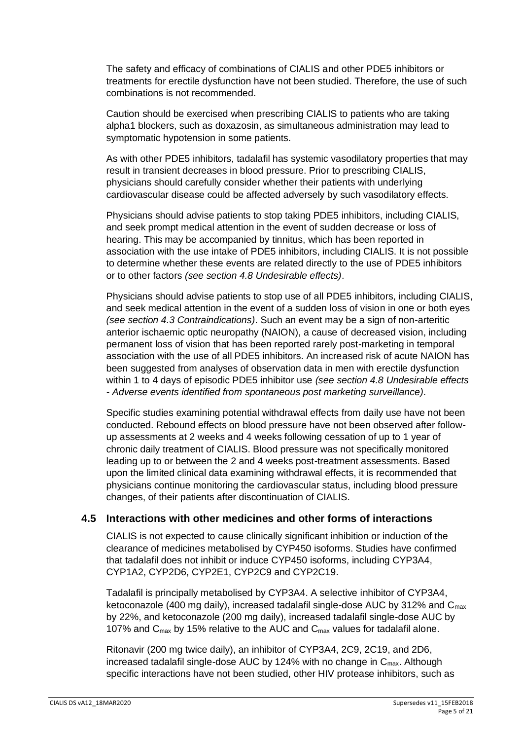The safety and efficacy of combinations of CIALIS and other PDE5 inhibitors or treatments for erectile dysfunction have not been studied. Therefore, the use of such combinations is not recommended.

Caution should be exercised when prescribing CIALIS to patients who are taking alpha1 blockers, such as doxazosin, as simultaneous administration may lead to symptomatic hypotension in some patients.

As with other PDE5 inhibitors, tadalafil has systemic vasodilatory properties that may result in transient decreases in blood pressure. Prior to prescribing CIALIS, physicians should carefully consider whether their patients with underlying cardiovascular disease could be affected adversely by such vasodilatory effects.

Physicians should advise patients to stop taking PDE5 inhibitors, including CIALIS, and seek prompt medical attention in the event of sudden decrease or loss of hearing. This may be accompanied by tinnitus, which has been reported in association with the use intake of PDE5 inhibitors, including CIALIS. It is not possible to determine whether these events are related directly to the use of PDE5 inhibitors or to other factors *(see section 4.8 Undesirable effects)*.

Physicians should advise patients to stop use of all PDE5 inhibitors, including CIALIS, and seek medical attention in the event of a sudden loss of vision in one or both eyes *(see section 4.3 Contraindications)*. Such an event may be a sign of non-arteritic anterior ischaemic optic neuropathy (NAION), a cause of decreased vision, including permanent loss of vision that has been reported rarely post-marketing in temporal association with the use of all PDE5 inhibitors. An increased risk of acute NAION has been suggested from analyses of observation data in men with erectile dysfunction within 1 to 4 days of episodic PDE5 inhibitor use *(see section 4.8 Undesirable effects - Adverse events identified from spontaneous post marketing surveillance)*.

Specific studies examining potential withdrawal effects from daily use have not been conducted. Rebound effects on blood pressure have not been observed after follow-up assessments at 2 weeks and 4 weeks following cessation of up to 1 year of chronic daily treatment of CIALIS. Blood pressure was not specifically monitored leading up to or between the 2 and 4 weeks post-treatment assessments. Based upon the limited clinical data examining withdrawal effects, it is recommended that physicians continue monitoring the cardiovascular status, including blood pressure changes, of their patients after discontinuation of CIALIS.

## 4.5 Interactions with other medicines and other forms of interactions

CIALIS is not expected to cause clinically significant inhibition or induction of the clearance of medicines metabolised by CYP450 isoforms. Studies have confirmed that tadalafil does not inhibit or induce CYP450 isoforms, including CYP3A4, CYP1A2, CYP2D6, CYP2E1, CYP2C9 and CYP2C19.

Tadalafil is principally metabolised by CYP3A4. A selective inhibitor of CYP3A4, ketoconazole (400 mg daily), increased tadalafil single-dose AUC by 312% and $C_{max}$ by 22%, and ketoconazole (200 mg daily), increased tadalafil single-dose AUC by 107% and $C_{max}$ by 15% relative to the AUC and $C_{max}$ values for tadalafil alone.

Ritonavir (200 mg twice daily), an inhibitor of CYP3A4, 2C9, 2C19, and 2D6, increased tadalafil single-dose AUC by 124% with no change in $C_{max}$. Although specific interactions have not been studied, other HIV protease inhibitors, such as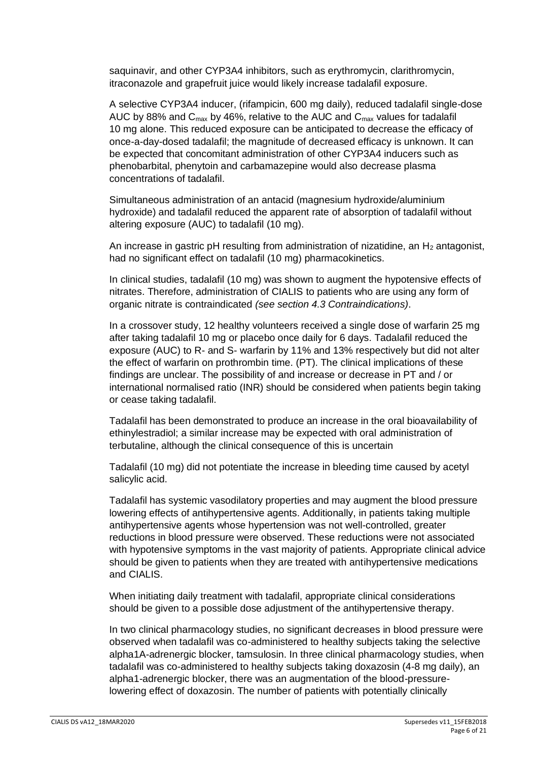saquinavir, and other CYP3A4 inhibitors, such as erythromycin, clarithromycin, itraconazole and grapefruit juice would likely increase tadalafil exposure.

A selective CYP3A4 inducer, (rifampicin, 600 mg daily), reduced tadalafil single-dose AUC by 88% and $C_{max}$ by 46%, relative to the AUC and $C_{max}$ values for tadalafil 10 mg alone. This reduced exposure can be anticipated to decrease the efficacy of once-a-day-dosed tadalafil; the magnitude of decreased efficacy is unknown. It can be expected that concomitant administration of other CYP3A4 inducers such as phenobarbital, phenytoin and carbamazepine would also decrease plasma concentrations of tadalafil.

Simultaneous administration of an antacid (magnesium hydroxide/aluminium hydroxide) and tadalafil reduced the apparent rate of absorption of tadalafil without altering exposure (AUC) to tadalafil (10 mg).

An increase in gastric pH resulting from administration of nizatidine, an $H_2$ antagonist, had no significant effect on tadalafil (10 mg) pharmacokinetics.

In clinical studies, tadalafil (10 mg) was shown to augment the hypotensive effects of nitrates. Therefore, administration of CIALIS to patients who are using any form of organic nitrate is contraindicated *(see section 4.3 Contraindications)*.

In a crossover study, 12 healthy volunteers received a single dose of warfarin 25 mg after taking tadalafil 10 mg or placebo once daily for 6 days. Tadalafil reduced the exposure (AUC) to R- and S- warfarin by 11% and 13% respectively but did not alter the effect of warfarin on prothrombin time. (PT). The clinical implications of these findings are unclear. The possibility of and increase or decrease in PT and / or international normalised ratio (INR) should be considered when patients begin taking or cease taking tadalafil.

Tadalafil has been demonstrated to produce an increase in the oral bioavailability of ethinylestradiol; a similar increase may be expected with oral administration of terbutaline, although the clinical consequence of this is uncertain

Tadalafil (10 mg) did not potentiate the increase in bleeding time caused by acetyl salicylic acid.

Tadalafil has systemic vasodilatory properties and may augment the blood pressure lowering effects of antihypertensive agents. Additionally, in patients taking multiple antihypertensive agents whose hypertension was not well-controlled, greater reductions in blood pressure were observed. These reductions were not associated with hypotensive symptoms in the vast majority of patients. Appropriate clinical advice should be given to patients when they are treated with antihypertensive medications and CIALIS.

When initiating daily treatment with tadalafil, appropriate clinical considerations should be given to a possible dose adjustment of the antihypertensive therapy.

In two clinical pharmacology studies, no significant decreases in blood pressure were observed when tadalafil was co-administered to healthy subjects taking the selective alpha1A-adrenergic blocker, tamsulosin. In three clinical pharmacology studies, when tadalafil was co-administered to healthy subjects taking doxazosin (4-8 mg daily), an alpha1-adrenergic blocker, there was an augmentation of the blood-pressure-lowering effect of doxazosin. The number of patients with potentially clinically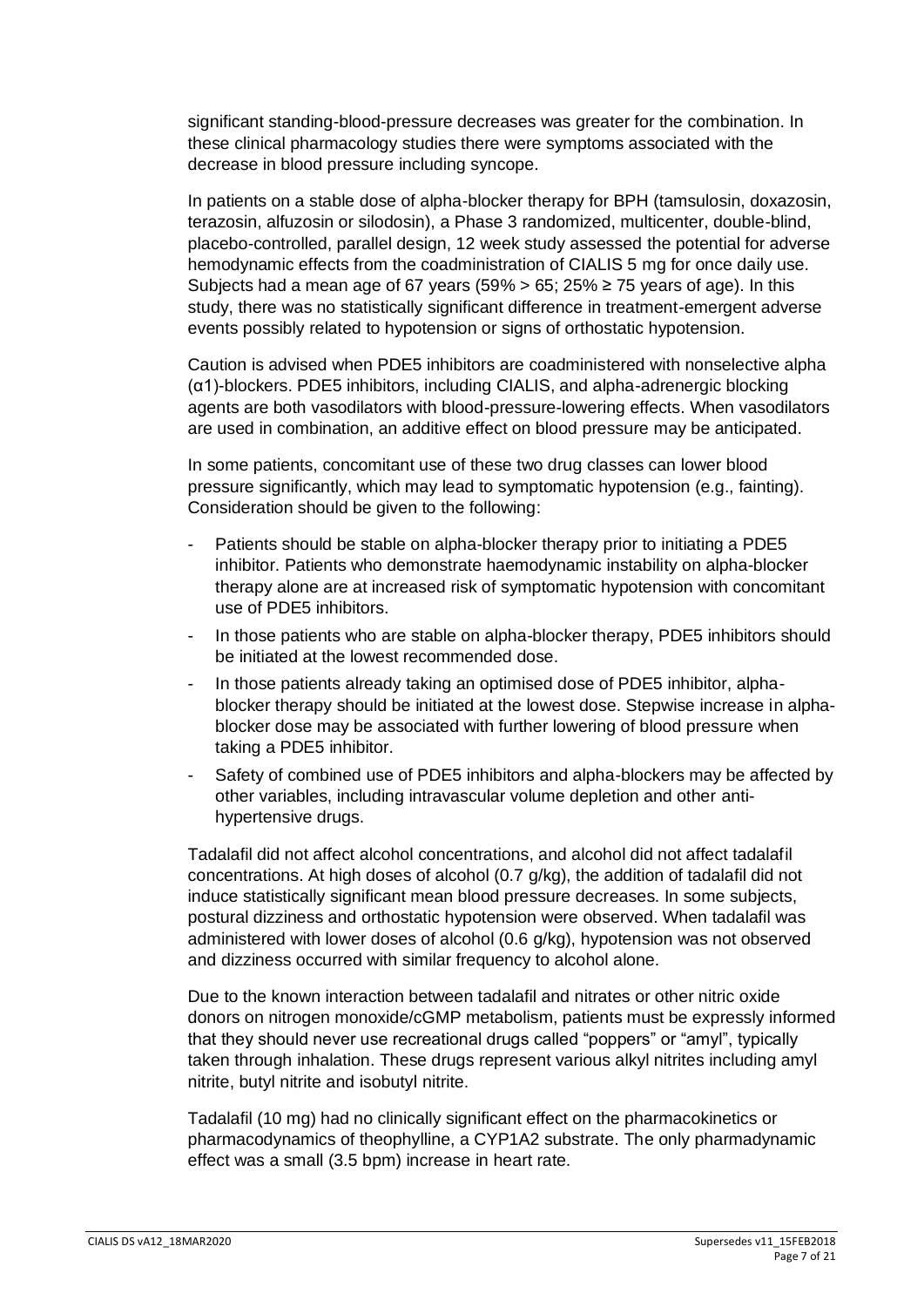significant standing-blood-pressure decreases was greater for the combination. In these clinical pharmacology studies there were symptoms associated with the decrease in blood pressure including syncope.

In patients on a stable dose of alpha-blocker therapy for BPH (tamsulosin, doxazosin, terazosin, alfuzosin or silodosin), a Phase 3 randomized, multicenter, double-blind, placebo-controlled, parallel design, 12 week study assessed the potential for adverse hemodynamic effects from the coadministration of CIALIS 5 mg for once daily use. Subjects had a mean age of 67 years (59% > 65; 25% ≥ 75 years of age). In this study, there was no statistically significant difference in treatment-emergent adverse events possibly related to hypotension or signs of orthostatic hypotension.

Caution is advised when PDE5 inhibitors are coadministered with nonselective alpha (α1)-blockers. PDE5 inhibitors, including CIALIS, and alpha-adrenergic blocking agents are both vasodilators with blood-pressure-lowering effects. When vasodilators are used in combination, an additive effect on blood pressure may be anticipated.

In some patients, concomitant use of these two drug classes can lower blood pressure significantly, which may lead to symptomatic hypotension (e.g., fainting). Consideration should be given to the following:

- Patients should be stable on alpha-blocker therapy prior to initiating a PDE5 inhibitor. Patients who demonstrate haemodynamic instability on alpha-blocker therapy alone are at increased risk of symptomatic hypotension with concomitant use of PDE5 inhibitors.
- In those patients who are stable on alpha-blocker therapy, PDE5 inhibitors should be initiated at the lowest recommended dose.
- In those patients already taking an optimised dose of PDE5 inhibitor, alpha-blocker therapy should be initiated at the lowest dose. Stepwise increase in alpha-blocker dose may be associated with further lowering of blood pressure when taking a PDE5 inhibitor.
- Safety of combined use of PDE5 inhibitors and alpha-blockers may be affected by other variables, including intravascular volume depletion and other anti-hypertensive drugs.

Tadalafil did not affect alcohol concentrations, and alcohol did not affect tadalafil concentrations. At high doses of alcohol (0.7 g/kg), the addition of tadalafil did not induce statistically significant mean blood pressure decreases. In some subjects, postural dizziness and orthostatic hypotension were observed. When tadalafil was administered with lower doses of alcohol (0.6 g/kg), hypotension was not observed and dizziness occurred with similar frequency to alcohol alone.

Due to the known interaction between tadalafil and nitrates or other nitric oxide donors on nitrogen monoxide/cGMP metabolism, patients must be expressly informed that they should never use recreational drugs called "poppers" or "amyl", typically taken through inhalation. These drugs represent various alkyl nitrites including amyl nitrite, butyl nitrite and isobutyl nitrite.

Tadalafil (10 mg) had no clinically significant effect on the pharmacokinetics or pharmacodynamics of theophylline, a CYP1A2 substrate. The only pharmadynamic effect was a small (3.5 bpm) increase in heart rate.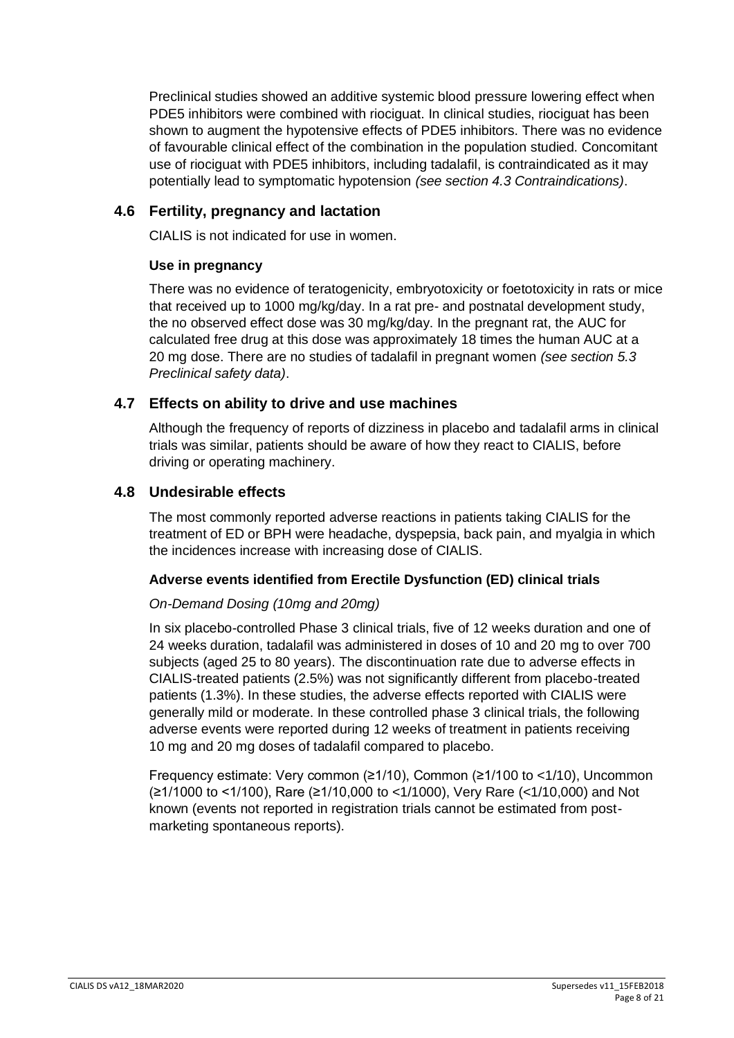Preclinical studies showed an additive systemic blood pressure lowering effect when PDE5 inhibitors were combined with riociguat. In clinical studies, riociguat has been shown to augment the hypotensive effects of PDE5 inhibitors. There was no evidence of favourable clinical effect of the combination in the population studied. Concomitant use of riociguat with PDE5 inhibitors, including tadalafil, is contraindicated as it may potentially lead to symptomatic hypotension *(see section 4.3 Contraindications)*.

## 4.6 Fertility, pregnancy and lactation

CIALIS is not indicated for use in women.

### Use in pregnancy

There was no evidence of teratogenicity, embryotoxicity or foetotoxicity in rats or mice that received up to 1000 mg/kg/day. In a rat pre- and postnatal development study, the no observed effect dose was 30 mg/kg/day. In the pregnant rat, the AUC for calculated free drug at this dose was approximately 18 times the human AUC at a 20 mg dose. There are no studies of tadalafil in pregnant women *(see section 5.3 Preclinical safety data)*.

## 4.7 Effects on ability to drive and use machines

Although the frequency of reports of dizziness in placebo and tadalafil arms in clinical trials was similar, patients should be aware of how they react to CIALIS, before driving or operating machinery.

## 4.8 Undesirable effects

The most commonly reported adverse reactions in patients taking CIALIS for the treatment of ED or BPH were headache, dyspepsia, back pain, and myalgia in which the incidences increase with increasing dose of CIALIS.

### Adverse events identified from Erectile Dysfunction (ED) clinical trials

*On-Demand Dosing (10mg and 20mg)*

In six placebo-controlled Phase 3 clinical trials, five of 12 weeks duration and one of 24 weeks duration, tadalafil was administered in doses of 10 and 20 mg to over 700 subjects (aged 25 to 80 years). The discontinuation rate due to adverse effects in CIALIS-treated patients (2.5%) was not significantly different from placebo-treated patients (1.3%). In these studies, the adverse effects reported with CIALIS were generally mild or moderate. In these controlled phase 3 clinical trials, the following adverse events were reported during 12 weeks of treatment in patients receiving 10 mg and 20 mg doses of tadalafil compared to placebo.

Frequency estimate: Very common (≥1/10), Common (≥1/100 to <1/10), Uncommon (≥1/1000 to <1/100), Rare (≥1/10,000 to <1/1000), Very Rare (<1/10,000) and Not known (events not reported in registration trials cannot be estimated from post-marketing spontaneous reports).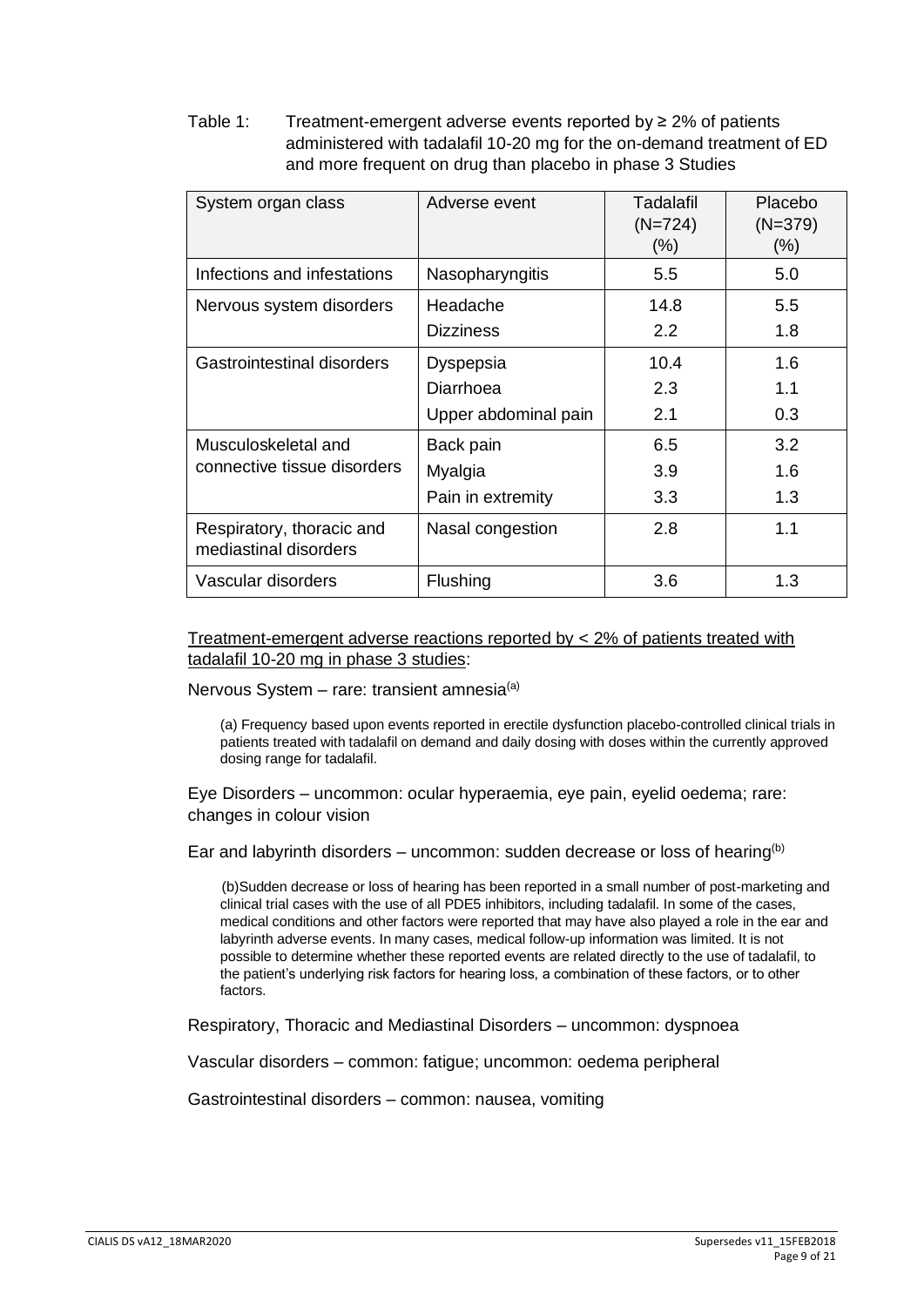Table 1: Treatment-emergent adverse events reported by ≥ 2% of patients administered with tadalafil 10-20 mg for the on-demand treatment of ED and more frequent on drug than placebo in phase 3 Studies

| System organ class | Adverse event | Tadalafil (N=724) (%) | Placebo (N=379) (%) |
|---|---|---|---|
| Infections and infestations | Nasopharyngitis | 5.5 | 5.0 |
| Nervous system disorders | Headache | 14.8 | 5.5 |
| | Dizziness | 2.2 | 1.8 |
| Gastrointestinal disorders | Dyspepsia | 10.4 | 1.6 |
| | Diarrhoea | 2.3 | 1.1 |
| | Upper abdominal pain | 2.1 | 0.3 |
| Musculoskeletal and connective tissue disorders | Back pain | 6.5 | 3.2 |
| | Myalgia | 3.9 | 1.6 |
| | Pain in extremity | 3.3 | 1.3 |
| Respiratory, thoracic and mediastinal disorders | Nasal congestion | 2.8 | 1.1 |
| Vascular disorders | Flushing | 3.6 | 1.3 |

<u>Treatment-emergent adverse reactions reported by < 2% of patients treated with tadalafil 10-20 mg in phase 3 studies</u>:

Nervous System – rare: transient amnesia[(a)]

(a) Frequency based upon events reported in erectile dysfunction placebo-controlled clinical trials in patients treated with tadalafil on demand and daily dosing with doses within the currently approved dosing range for tadalafil.

Eye Disorders – uncommon: ocular hyperaemia, eye pain, eyelid oedema; rare: changes in colour vision

Ear and labyrinth disorders – uncommon: sudden decrease or loss of hearing[(b)]

(b)Sudden decrease or loss of hearing has been reported in a small number of post-marketing and clinical trial cases with the use of all PDE5 inhibitors, including tadalafil. In some of the cases, medical conditions and other factors were reported that may have also played a role in the ear and labyrinth adverse events. In many cases, medical follow-up information was limited. It is not possible to determine whether these reported events are related directly to the use of tadalafil, to the patient's underlying risk factors for hearing loss, a combination of these factors, or to other factors.

Respiratory, Thoracic and Mediastinal Disorders – uncommon: dyspnoea

Vascular disorders – common: fatigue; uncommon: oedema peripheral

Gastrointestinal disorders – common: nausea, vomiting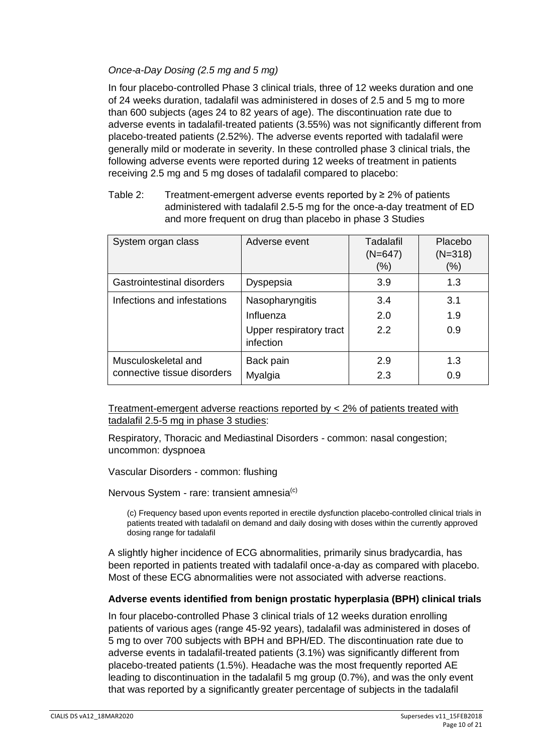*Once-a-Day Dosing (2.5 mg and 5 mg)*

In four placebo-controlled Phase 3 clinical trials, three of 12 weeks duration and one of 24 weeks duration, tadalafil was administered in doses of 2.5 and 5 mg to more than 600 subjects (ages 24 to 82 years of age). The discontinuation rate due to adverse events in tadalafil-treated patients (3.55%) was not significantly different from placebo-treated patients (2.52%). The adverse events reported with tadalafil were generally mild or moderate in severity. In these controlled phase 3 clinical trials, the following adverse events were reported during 12 weeks of treatment in patients receiving 2.5 mg and 5 mg doses of tadalafil compared to placebo:

Table 2: Treatment-emergent adverse events reported by ≥ 2% of patients administered with tadalafil 2.5-5 mg for the once-a-day treatment of ED and more frequent on drug than placebo in phase 3 Studies

| System organ class | Adverse event | Tadalafil (N=647) (%) | Placebo (N=318) (%) |
|---|---|---|---|
| Gastrointestinal disorders | Dyspepsia | 3.9 | 1.3 |
| Infections and infestations | Nasopharyngitis | 3.4 | 3.1 |
| | Influenza | 2.0 | 1.9 |
| | Upper respiratory tract infection | 2.2 | 0.9 |
| Musculoskeletal and connective tissue disorders | Back pain | 2.9 | 1.3 |
| | Myalgia | 2.3 | 0.9 |

Treatment-emergent adverse reactions reported by < 2% of patients treated with tadalafil 2.5-5 mg in phase 3 studies:

Respiratory, Thoracic and Mediastinal Disorders - common: nasal congestion; uncommon: dyspnoea

Vascular Disorders - common: flushing

Nervous System - rare: transient amnesia[(c)]

(c) Frequency based upon events reported in erectile dysfunction placebo-controlled clinical trials in patients treated with tadalafil on demand and daily dosing with doses within the currently approved dosing range for tadalafil

A slightly higher incidence of ECG abnormalities, primarily sinus bradycardia, has been reported in patients treated with tadalafil once-a-day as compared with placebo. Most of these ECG abnormalities were not associated with adverse reactions.

**Adverse events identified from benign prostatic hyperplasia (BPH) clinical trials**

In four placebo-controlled Phase 3 clinical trials of 12 weeks duration enrolling patients of various ages (range 45-92 years), tadalafil was administered in doses of 5 mg to over 700 subjects with BPH and BPH/ED. The discontinuation rate due to adverse events in tadalafil-treated patients (3.1%) was significantly different from placebo-treated patients (1.5%). Headache was the most frequently reported AE leading to discontinuation in the tadalafil 5 mg group (0.7%), and was the only event that was reported by a significantly greater percentage of subjects in the tadalafil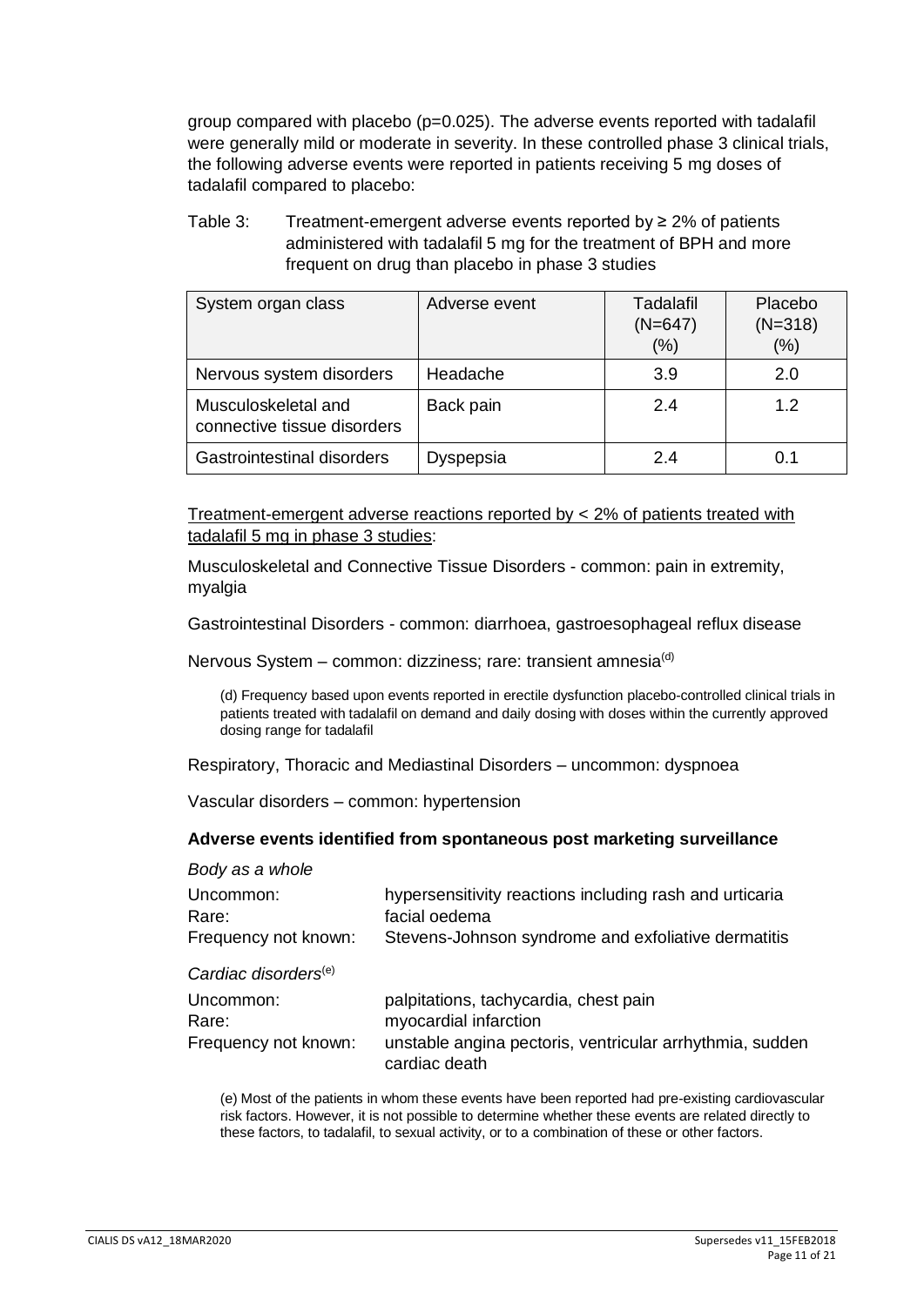group compared with placebo (p=0.025). The adverse events reported with tadalafil were generally mild or moderate in severity. In these controlled phase 3 clinical trials, the following adverse events were reported in patients receiving 5 mg doses of tadalafil compared to placebo:

Table 3: Treatment-emergent adverse events reported by ≥ 2% of patients administered with tadalafil 5 mg for the treatment of BPH and more frequent on drug than placebo in phase 3 studies

| System organ class | Adverse event | Tadalafil (N=647) (%) | Placebo (N=318) (%) |
|---|---|---|---|
| Nervous system disorders | Headache | 3.9 | 2.0 |
| Musculoskeletal and connective tissue disorders | Back pain | 2.4 | 1.2 |
| Gastrointestinal disorders | Dyspepsia | 2.4 | 0.1 |

Treatment-emergent adverse reactions reported by < 2% of patients treated with tadalafil 5 mg in phase 3 studies:

Musculoskeletal and Connective Tissue Disorders - common: pain in extremity, myalgia

Gastrointestinal Disorders - common: diarrhoea, gastroesophageal reflux disease

Nervous System – common: dizziness; rare: transient amnesia[(d)]

(d) Frequency based upon events reported in erectile dysfunction placebo-controlled clinical trials in patients treated with tadalafil on demand and daily dosing with doses within the currently approved dosing range for tadalafil

Respiratory, Thoracic and Mediastinal Disorders – uncommon: dyspnoea

Vascular disorders – common: hypertension

**Adverse events identified from spontaneous post marketing surveillance**

*Body as a whole*

| | |
|---|---|
| Uncommon: | hypersensitivity reactions including rash and urticaria |
| Rare: | facial oedema |
| Frequency not known: | Stevens-Johnson syndrome and exfoliative dermatitis |

*Cardiac disorders*[(e)]

| | |
|---|---|
| Uncommon: | palpitations, tachycardia, chest pain |
| Rare: | myocardial infarction |
| Frequency not known: | unstable angina pectoris, ventricular arrhythmia, sudden cardiac death |

(e) Most of the patients in whom these events have been reported had pre-existing cardiovascular risk factors. However, it is not possible to determine whether these events are related directly to these factors, to tadalafil, to sexual activity, or to a combination of these or other factors.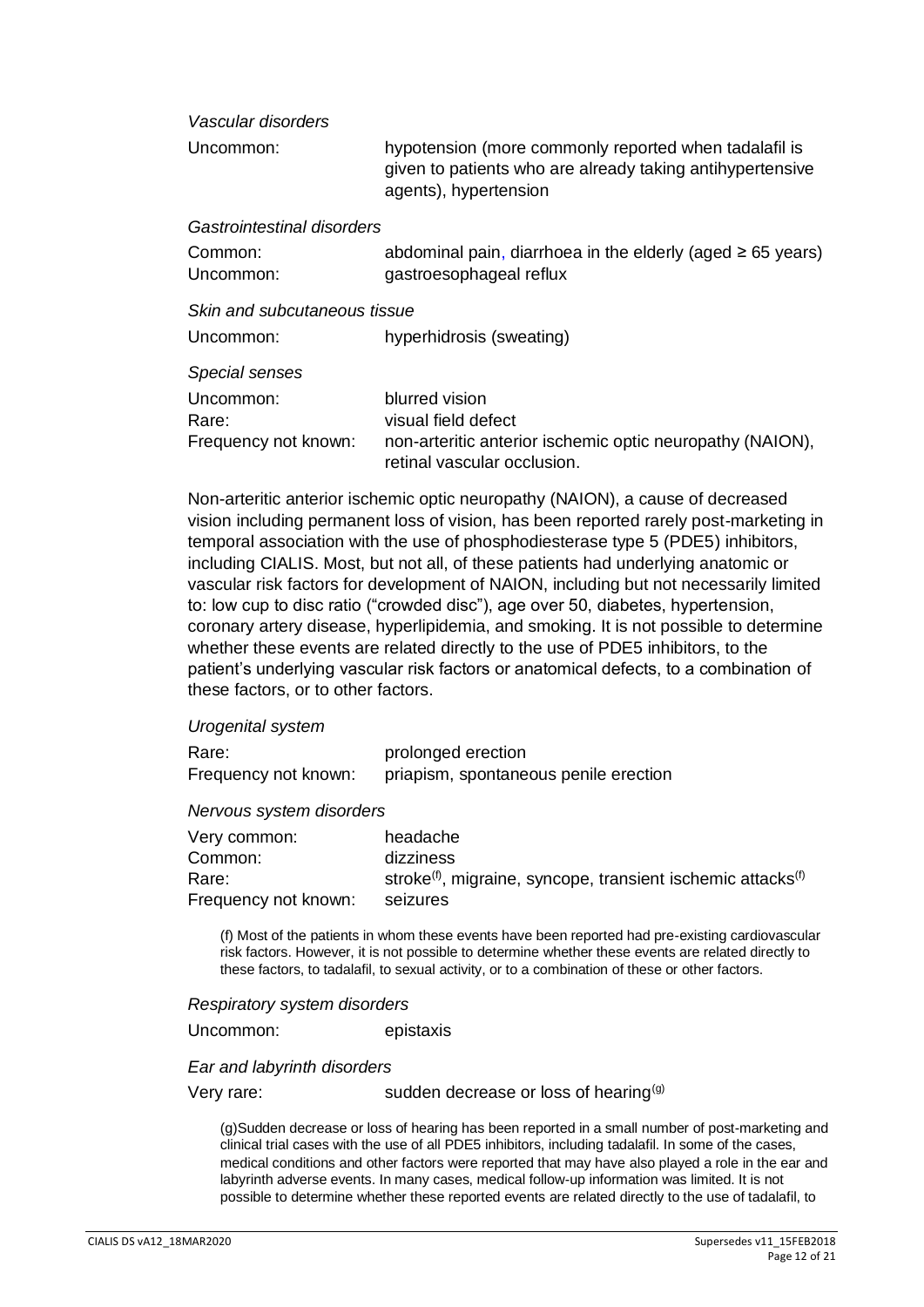*Vascular disorders*

| | |
|---|---|
| Uncommon: | hypotension (more commonly reported when tadalafil is given to patients who are already taking antihypertensive agents), hypertension |

*Gastrointestinal disorders*

| | |
|---|---|
| Common: | abdominal pain, diarrhoea in the elderly (aged ≥ 65 years) |
| Uncommon: | gastroesophageal reflux |

*Skin and subcutaneous tissue*

| | |
|---|---|
| Uncommon: | hyperhidrosis (sweating) |

*Special senses*

| | |
|---|---|
| Uncommon: | blurred vision |
| Rare: | visual field defect |
| Frequency not known: | non-arteritic anterior ischemic optic neuropathy (NAION), retinal vascular occlusion. |

Non-arteritic anterior ischemic optic neuropathy (NAION), a cause of decreased vision including permanent loss of vision, has been reported rarely post-marketing in temporal association with the use of phosphodiesterase type 5 (PDE5) inhibitors, including CIALIS. Most, but not all, of these patients had underlying anatomic or vascular risk factors for development of NAION, including but not necessarily limited to: low cup to disc ratio ("crowded disc"), age over 50, diabetes, hypertension, coronary artery disease, hyperlipidemia, and smoking. It is not possible to determine whether these events are related directly to the use of PDE5 inhibitors, to the patient's underlying vascular risk factors or anatomical defects, to a combination of these factors, or to other factors.

*Urogenital system*

| | |
|---|---|
| Rare: | prolonged erection |
| Frequency not known: | priapism, spontaneous penile erection |

*Nervous system disorders*

| | |
|---|---|
| Very common: | headache |
| Common: | dizziness |
| Rare: | stroke[(f)], migraine, syncope, transient ischemic attacks[(f)] |
| Frequency not known: | seizures |

(f) Most of the patients in whom these events have been reported had pre-existing cardiovascular risk factors. However, it is not possible to determine whether these events are related directly to these factors, to tadalafil, to sexual activity, or to a combination of these or other factors.

*Respiratory system disorders*

| | |
|---|---|
| Uncommon: | epistaxis |

*Ear and labyrinth disorders*

| | |
|---|---|
| Very rare: | sudden decrease or loss of hearing[(g)] |

(g)Sudden decrease or loss of hearing has been reported in a small number of post-marketing and clinical trial cases with the use of all PDE5 inhibitors, including tadalafil. In some of the cases, medical conditions and other factors were reported that may have also played a role in the ear and labyrinth adverse events. In many cases, medical follow-up information was limited. It is not possible to determine whether these reported events are related directly to the use of tadalafil, to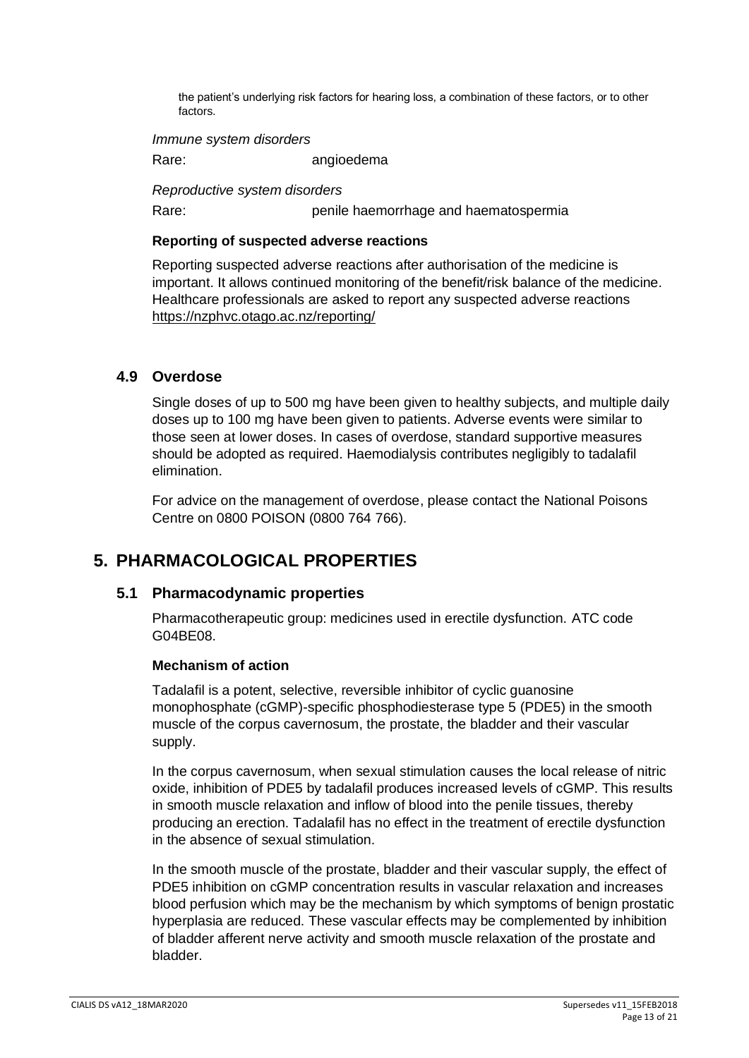the patient's underlying risk factors for hearing loss, a combination of these factors, or to other factors.

*Immune system disorders*

Rare: angioedema

*Reproductive system disorders*

Rare: penile haemorrhage and haematospermia

**Reporting of suspected adverse reactions**

Reporting suspected adverse reactions after authorisation of the medicine is important. It allows continued monitoring of the benefit/risk balance of the medicine. Healthcare professionals are asked to report any suspected adverse reactions https://nzphvc.otago.ac.nz/reporting/

### 4.9 Overdose

Single doses of up to 500 mg have been given to healthy subjects, and multiple daily doses up to 100 mg have been given to patients. Adverse events were similar to those seen at lower doses. In cases of overdose, standard supportive measures should be adopted as required. Haemodialysis contributes negligibly to tadalafil elimination.

For advice on the management of overdose, please contact the National Poisons Centre on 0800 POISON (0800 764 766).

## 5. PHARMACOLOGICAL PROPERTIES

### 5.1 Pharmacodynamic properties

Pharmacotherapeutic group: medicines used in erectile dysfunction. ATC code G04BE08.

**Mechanism of action**

Tadalafil is a potent, selective, reversible inhibitor of cyclic guanosine monophosphate (cGMP)-specific phosphodiesterase type 5 (PDE5) in the smooth muscle of the corpus cavernosum, the prostate, the bladder and their vascular supply.

In the corpus cavernosum, when sexual stimulation causes the local release of nitric oxide, inhibition of PDE5 by tadalafil produces increased levels of cGMP. This results in smooth muscle relaxation and inflow of blood into the penile tissues, thereby producing an erection. Tadalafil has no effect in the treatment of erectile dysfunction in the absence of sexual stimulation.

In the smooth muscle of the prostate, bladder and their vascular supply, the effect of PDE5 inhibition on cGMP concentration results in vascular relaxation and increases blood perfusion which may be the mechanism by which symptoms of benign prostatic hyperplasia are reduced. These vascular effects may be complemented by inhibition of bladder afferent nerve activity and smooth muscle relaxation of the prostate and bladder.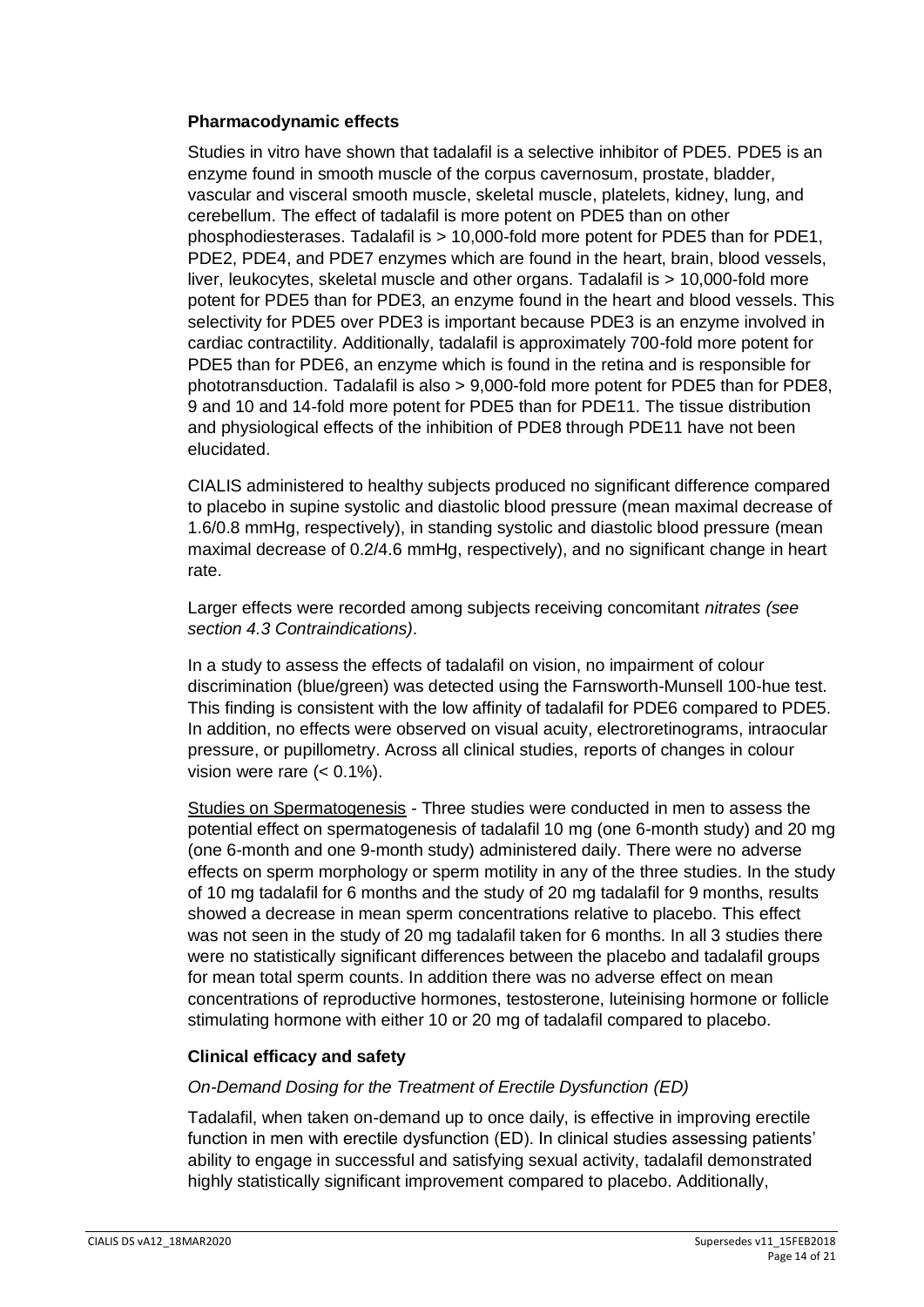### Pharmacodynamic effects

Studies in vitro have shown that tadalafil is a selective inhibitor of PDE5. PDE5 is an enzyme found in smooth muscle of the corpus cavernosum, prostate, bladder, vascular and visceral smooth muscle, skeletal muscle, platelets, kidney, lung, and cerebellum. The effect of tadalafil is more potent on PDE5 than on other phosphodiesterases. Tadalafil is > 10,000-fold more potent for PDE5 than for PDE1, PDE2, PDE4, and PDE7 enzymes which are found in the heart, brain, blood vessels, liver, leukocytes, skeletal muscle and other organs. Tadalafil is > 10,000-fold more potent for PDE5 than for PDE3, an enzyme found in the heart and blood vessels. This selectivity for PDE5 over PDE3 is important because PDE3 is an enzyme involved in cardiac contractility. Additionally, tadalafil is approximately 700-fold more potent for PDE5 than for PDE6, an enzyme which is found in the retina and is responsible for phototransduction. Tadalafil is also > 9,000-fold more potent for PDE5 than for PDE8, 9 and 10 and 14-fold more potent for PDE5 than for PDE11. The tissue distribution and physiological effects of the inhibition of PDE8 through PDE11 have not been elucidated.

CIALIS administered to healthy subjects produced no significant difference compared to placebo in supine systolic and diastolic blood pressure (mean maximal decrease of 1.6/0.8 mmHg, respectively), in standing systolic and diastolic blood pressure (mean maximal decrease of 0.2/4.6 mmHg, respectively), and no significant change in heart rate.

Larger effects were recorded among subjects receiving concomitant *nitrates (see section 4.3 Contraindications)*.

In a study to assess the effects of tadalafil on vision, no impairment of colour discrimination (blue/green) was detected using the Farnsworth-Munsell 100-hue test. This finding is consistent with the low affinity of tadalafil for PDE6 compared to PDE5. In addition, no effects were observed on visual acuity, electroretinograms, intraocular pressure, or pupillometry. Across all clinical studies, reports of changes in colour vision were rare (< 0.1%).

<u>Studies on Spermatogenesis</u> - Three studies were conducted in men to assess the potential effect on spermatogenesis of tadalafil 10 mg (one 6-month study) and 20 mg (one 6-month and one 9-month study) administered daily. There were no adverse effects on sperm morphology or sperm motility in any of the three studies. In the study of 10 mg tadalafil for 6 months and the study of 20 mg tadalafil for 9 months, results showed a decrease in mean sperm concentrations relative to placebo. This effect was not seen in the study of 20 mg tadalafil taken for 6 months. In all 3 studies there were no statistically significant differences between the placebo and tadalafil groups for mean total sperm counts. In addition there was no adverse effect on mean concentrations of reproductive hormones, testosterone, luteinising hormone or follicle stimulating hormone with either 10 or 20 mg of tadalafil compared to placebo.

### Clinical efficacy and safety

*On-Demand Dosing for the Treatment of Erectile Dysfunction (ED)*

Tadalafil, when taken on-demand up to once daily, is effective in improving erectile function in men with erectile dysfunction (ED). In clinical studies assessing patients' ability to engage in successful and satisfying sexual activity, tadalafil demonstrated highly statistically significant improvement compared to placebo. Additionally,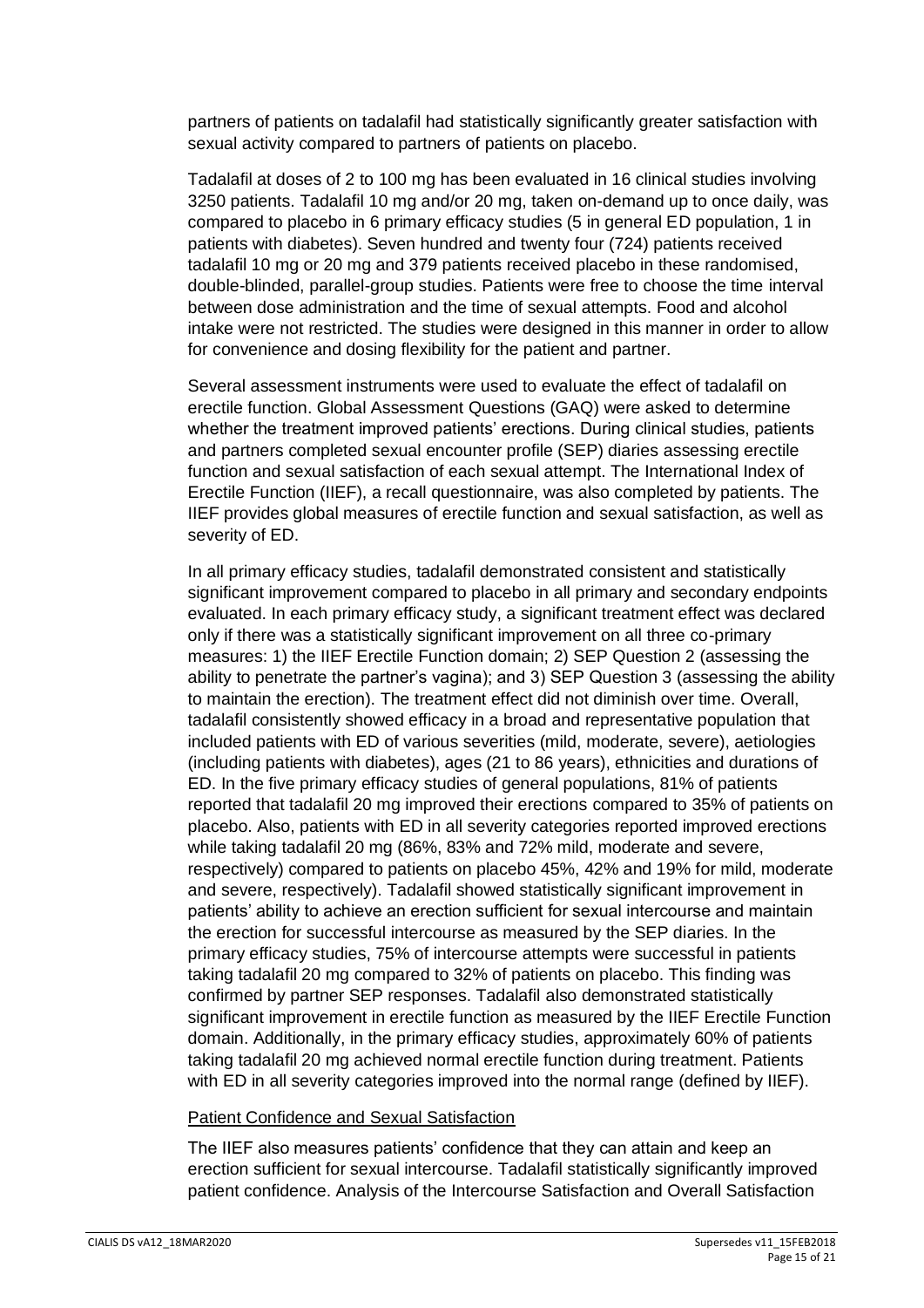partners of patients on tadalafil had statistically significantly greater satisfaction with sexual activity compared to partners of patients on placebo.

Tadalafil at doses of 2 to 100 mg has been evaluated in 16 clinical studies involving 3250 patients. Tadalafil 10 mg and/or 20 mg, taken on-demand up to once daily, was compared to placebo in 6 primary efficacy studies (5 in general ED population, 1 in patients with diabetes). Seven hundred and twenty four (724) patients received tadalafil 10 mg or 20 mg and 379 patients received placebo in these randomised, double-blinded, parallel-group studies. Patients were free to choose the time interval between dose administration and the time of sexual attempts. Food and alcohol intake were not restricted. The studies were designed in this manner in order to allow for convenience and dosing flexibility for the patient and partner.

Several assessment instruments were used to evaluate the effect of tadalafil on erectile function. Global Assessment Questions (GAQ) were asked to determine whether the treatment improved patients' erections. During clinical studies, patients and partners completed sexual encounter profile (SEP) diaries assessing erectile function and sexual satisfaction of each sexual attempt. The International Index of Erectile Function (IIEF), a recall questionnaire, was also completed by patients. The IIEF provides global measures of erectile function and sexual satisfaction, as well as severity of ED.

In all primary efficacy studies, tadalafil demonstrated consistent and statistically significant improvement compared to placebo in all primary and secondary endpoints evaluated. In each primary efficacy study, a significant treatment effect was declared only if there was a statistically significant improvement on all three co-primary measures: 1) the IIEF Erectile Function domain; 2) SEP Question 2 (assessing the ability to penetrate the partner's vagina); and 3) SEP Question 3 (assessing the ability to maintain the erection). The treatment effect did not diminish over time. Overall, tadalafil consistently showed efficacy in a broad and representative population that included patients with ED of various severities (mild, moderate, severe), aetiologies (including patients with diabetes), ages (21 to 86 years), ethnicities and durations of ED. In the five primary efficacy studies of general populations, 81% of patients reported that tadalafil 20 mg improved their erections compared to 35% of patients on placebo. Also, patients with ED in all severity categories reported improved erections while taking tadalafil 20 mg (86%, 83% and 72% mild, moderate and severe, respectively) compared to patients on placebo 45%, 42% and 19% for mild, moderate and severe, respectively). Tadalafil showed statistically significant improvement in patients' ability to achieve an erection sufficient for sexual intercourse and maintain the erection for successful intercourse as measured by the SEP diaries. In the primary efficacy studies, 75% of intercourse attempts were successful in patients taking tadalafil 20 mg compared to 32% of patients on placebo. This finding was confirmed by partner SEP responses. Tadalafil also demonstrated statistically significant improvement in erectile function as measured by the IIEF Erectile Function domain. Additionally, in the primary efficacy studies, approximately 60% of patients taking tadalafil 20 mg achieved normal erectile function during treatment. Patients with ED in all severity categories improved into the normal range (defined by IIEF).

## Patient Confidence and Sexual Satisfaction

The IIEF also measures patients' confidence that they can attain and keep an erection sufficient for sexual intercourse. Tadalafil statistically significantly improved patient confidence. Analysis of the Intercourse Satisfaction and Overall Satisfaction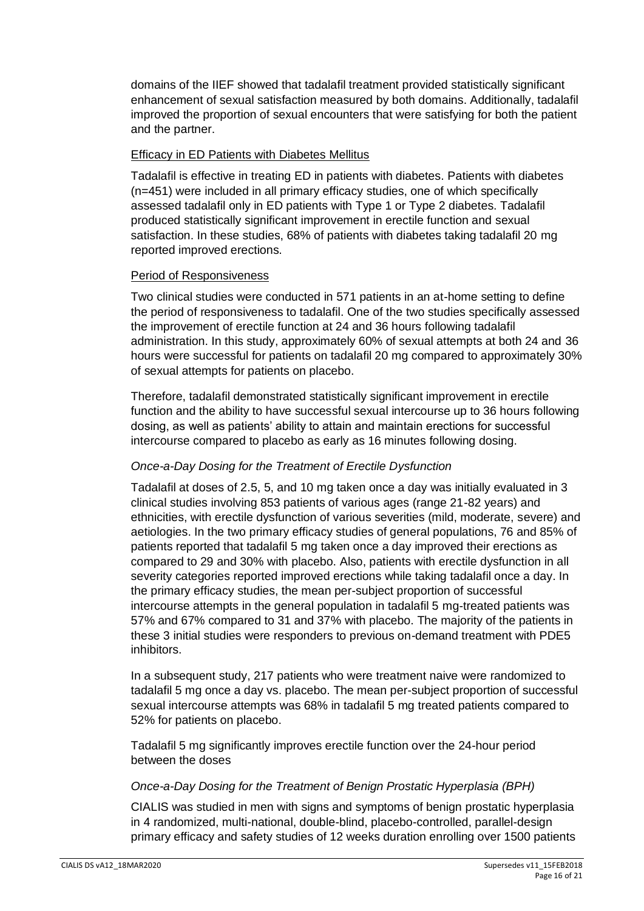domains of the IIEF showed that tadalafil treatment provided statistically significant enhancement of sexual satisfaction measured by both domains. Additionally, tadalafil improved the proportion of sexual encounters that were satisfying for both the patient and the partner.

Efficacy in ED Patients with Diabetes Mellitus

Tadalafil is effective in treating ED in patients with diabetes. Patients with diabetes (n=451) were included in all primary efficacy studies, one of which specifically assessed tadalafil only in ED patients with Type 1 or Type 2 diabetes. Tadalafil produced statistically significant improvement in erectile function and sexual satisfaction. In these studies, 68% of patients with diabetes taking tadalafil 20 mg reported improved erections.

Period of Responsiveness

Two clinical studies were conducted in 571 patients in an at-home setting to define the period of responsiveness to tadalafil. One of the two studies specifically assessed the improvement of erectile function at 24 and 36 hours following tadalafil administration. In this study, approximately 60% of sexual attempts at both 24 and 36 hours were successful for patients on tadalafil 20 mg compared to approximately 30% of sexual attempts for patients on placebo.

Therefore, tadalafil demonstrated statistically significant improvement in erectile function and the ability to have successful sexual intercourse up to 36 hours following dosing, as well as patients' ability to attain and maintain erections for successful intercourse compared to placebo as early as 16 minutes following dosing.

*Once-a-Day Dosing for the Treatment of Erectile Dysfunction*

Tadalafil at doses of 2.5, 5, and 10 mg taken once a day was initially evaluated in 3 clinical studies involving 853 patients of various ages (range 21-82 years) and ethnicities, with erectile dysfunction of various severities (mild, moderate, severe) and aetiologies. In the two primary efficacy studies of general populations, 76 and 85% of patients reported that tadalafil 5 mg taken once a day improved their erections as compared to 29 and 30% with placebo. Also, patients with erectile dysfunction in all severity categories reported improved erections while taking tadalafil once a day. In the primary efficacy studies, the mean per-subject proportion of successful intercourse attempts in the general population in tadalafil 5 mg-treated patients was 57% and 67% compared to 31 and 37% with placebo. The majority of the patients in these 3 initial studies were responders to previous on-demand treatment with PDE5 inhibitors.

In a subsequent study, 217 patients who were treatment naive were randomized to tadalafil 5 mg once a day vs. placebo. The mean per-subject proportion of successful sexual intercourse attempts was 68% in tadalafil 5 mg treated patients compared to 52% for patients on placebo.

Tadalafil 5 mg significantly improves erectile function over the 24-hour period between the doses

*Once-a-Day Dosing for the Treatment of Benign Prostatic Hyperplasia (BPH)*

CIALIS was studied in men with signs and symptoms of benign prostatic hyperplasia in 4 randomized, multi-national, double-blind, placebo-controlled, parallel-design primary efficacy and safety studies of 12 weeks duration enrolling over 1500 patients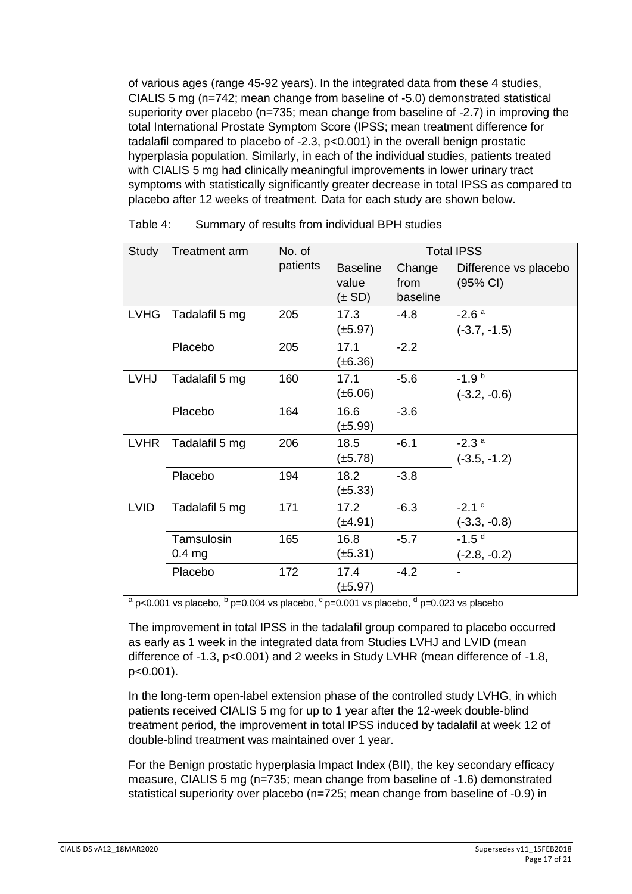of various ages (range 45-92 years). In the integrated data from these 4 studies, CIALIS 5 mg (n=742; mean change from baseline of -5.0) demonstrated statistical superiority over placebo (n=735; mean change from baseline of -2.7) in improving the total International Prostate Symptom Score (IPSS; mean treatment difference for tadalafil compared to placebo of -2.3, $p<0.001$) in the overall benign prostatic hyperplasia population. Similarly, in each of the individual studies, patients treated with CIALIS 5 mg had clinically meaningful improvements in lower urinary tract symptoms with statistically significantly greater decrease in total IPSS as compared to placebo after 12 weeks of treatment. Data for each study are shown below.

Table 4: Summary of results from individual BPH studies

| Study | Treatment arm | No. of patients | Total IPSS | | |
|---|---|---|---|---|---|
| | | | Baseline value (± SD) | Change from baseline | Difference vs placebo (95% CI) |
| LVHG | Tadalafil 5 mg | 205 | 17.3 (±5.97) | -4.8 | -2.6 [a] (-3.7, -1.5) |
| | Placebo | 205 | 17.1 (±6.36) | -2.2 | |
| LVHJ | Tadalafil 5 mg | 160 | 17.1 (±6.06) | -5.6 | -1.9 [b] (-3.2, -0.6) |
| | Placebo | 164 | 16.6 (±5.99) | -3.6 | |
| LVHR | Tadalafil 5 mg | 206 | 18.5 (±5.78) | -6.1 | -2.3 [a] (-3.5, -1.2) |
| | Placebo | 194 | 18.2 (±5.33) | -3.8 | |
| LVID | Tadalafil 5 mg | 171 | 17.2 (±4.91) | -6.3 | -2.1 [c] (-3.3, -0.8) |
| | Tamsulosin 0.4 mg | 165 | 16.8 (±5.31) | -5.7 | -1.5 [d] (-2.8, -0.2) |
| | Placebo | 172 | 17.4 (±5.97) | -4.2 | - |

[a] $p<0.001$ vs placebo, [b] $p=0.004$ vs placebo, [c] $p=0.001$ vs placebo, [d] $p=0.023$ vs placebo

The improvement in total IPSS in the tadalafil group compared to placebo occurred as early as 1 week in the integrated data from Studies LVHJ and LVID (mean difference of -1.3, $p<0.001$) and 2 weeks in Study LVHR (mean difference of -1.8, $p<0.001$).

In the long-term open-label extension phase of the controlled study LVHG, in which patients received CIALIS 5 mg for up to 1 year after the 12-week double-blind treatment period, the improvement in total IPSS induced by tadalafil at week 12 of double-blind treatment was maintained over 1 year.

For the Benign prostatic hyperplasia Impact Index (BII), the key secondary efficacy measure, CIALIS 5 mg (n=735; mean change from baseline of -1.6) demonstrated statistical superiority over placebo (n=725; mean change from baseline of -0.9) in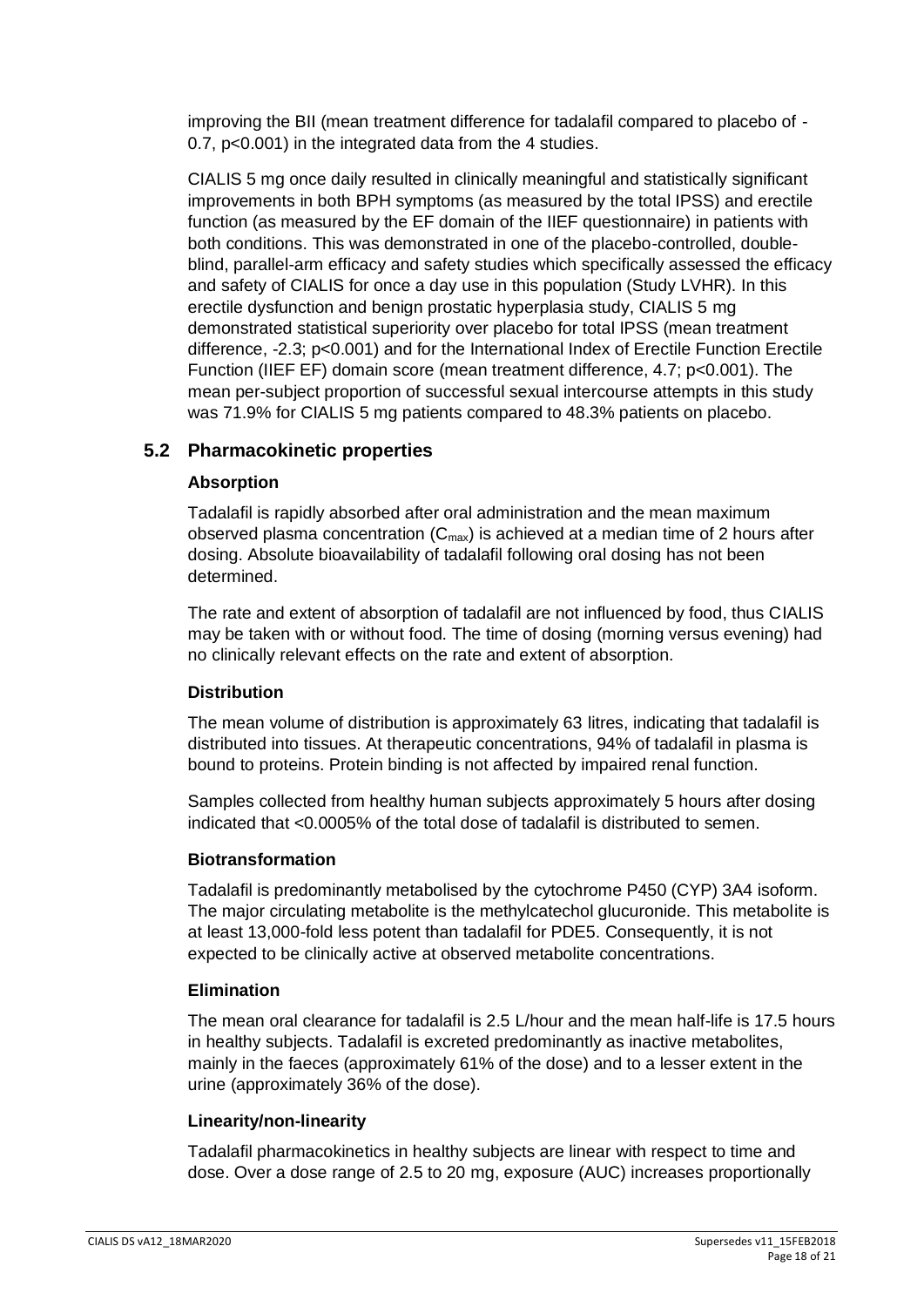improving the BII (mean treatment difference for tadalafil compared to placebo of -0.7, p<0.001) in the integrated data from the 4 studies.

CIALIS 5 mg once daily resulted in clinically meaningful and statistically significant improvements in both BPH symptoms (as measured by the total IPSS) and erectile function (as measured by the EF domain of the IIEF questionnaire) in patients with both conditions. This was demonstrated in one of the placebo-controlled, double-blind, parallel-arm efficacy and safety studies which specifically assessed the efficacy and safety of CIALIS for once a day use in this population (Study LVHR). In this erectile dysfunction and benign prostatic hyperplasia study, CIALIS 5 mg demonstrated statistical superiority over placebo for total IPSS (mean treatment difference, -2.3; p<0.001) and for the International Index of Erectile Function Erectile Function (IIEF EF) domain score (mean treatment difference, 4.7; p<0.001). The mean per-subject proportion of successful sexual intercourse attempts in this study was 71.9% for CIALIS 5 mg patients compared to 48.3% patients on placebo.

## 5.2 Pharmacokinetic properties

### Absorption

Tadalafil is rapidly absorbed after oral administration and the mean maximum observed plasma concentration ($C_{max}$) is achieved at a median time of 2 hours after dosing. Absolute bioavailability of tadalafil following oral dosing has not been determined.

The rate and extent of absorption of tadalafil are not influenced by food, thus CIALIS may be taken with or without food. The time of dosing (morning versus evening) had no clinically relevant effects on the rate and extent of absorption.

### Distribution

The mean volume of distribution is approximately 63 litres, indicating that tadalafil is distributed into tissues. At therapeutic concentrations, 94% of tadalafil in plasma is bound to proteins. Protein binding is not affected by impaired renal function.

Samples collected from healthy human subjects approximately 5 hours after dosing indicated that <0.0005% of the total dose of tadalafil is distributed to semen.

### Biotransformation

Tadalafil is predominantly metabolised by the cytochrome P450 (CYP) 3A4 isoform. The major circulating metabolite is the methylcatechol glucuronide. This metabolite is at least 13,000-fold less potent than tadalafil for PDE5. Consequently, it is not expected to be clinically active at observed metabolite concentrations.

### Elimination

The mean oral clearance for tadalafil is 2.5 L/hour and the mean half-life is 17.5 hours in healthy subjects. Tadalafil is excreted predominantly as inactive metabolites, mainly in the faeces (approximately 61% of the dose) and to a lesser extent in the urine (approximately 36% of the dose).

### Linearity/non-linearity

Tadalafil pharmacokinetics in healthy subjects are linear with respect to time and dose. Over a dose range of 2.5 to 20 mg, exposure (AUC) increases proportionally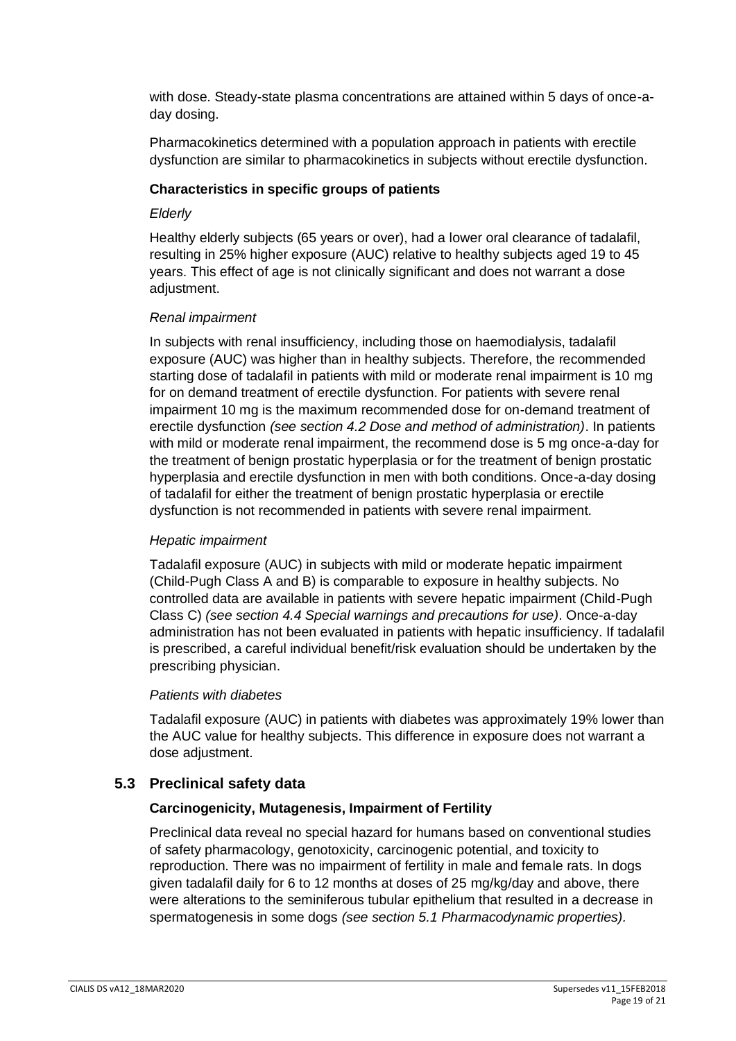with dose. Steady-state plasma concentrations are attained within 5 days of once-a-day dosing.

Pharmacokinetics determined with a population approach in patients with erectile dysfunction are similar to pharmacokinetics in subjects without erectile dysfunction.

#### Characteristics in specific groups of patients

*Elderly*

Healthy elderly subjects (65 years or over), had a lower oral clearance of tadalafil, resulting in 25% higher exposure (AUC) relative to healthy subjects aged 19 to 45 years. This effect of age is not clinically significant and does not warrant a dose adjustment.

*Renal impairment*

In subjects with renal insufficiency, including those on haemodialysis, tadalafil exposure (AUC) was higher than in healthy subjects. Therefore, the recommended starting dose of tadalafil in patients with mild or moderate renal impairment is 10 mg for on demand treatment of erectile dysfunction. For patients with severe renal impairment 10 mg is the maximum recommended dose for on-demand treatment of erectile dysfunction *(see section 4.2 Dose and method of administration)*. In patients with mild or moderate renal impairment, the recommend dose is 5 mg once-a-day for the treatment of benign prostatic hyperplasia or for the treatment of benign prostatic hyperplasia and erectile dysfunction in men with both conditions. Once-a-day dosing of tadalafil for either the treatment of benign prostatic hyperplasia or erectile dysfunction is not recommended in patients with severe renal impairment.

*Hepatic impairment*

Tadalafil exposure (AUC) in subjects with mild or moderate hepatic impairment (Child-Pugh Class A and B) is comparable to exposure in healthy subjects. No controlled data are available in patients with severe hepatic impairment (Child-Pugh Class C) *(see section 4.4 Special warnings and precautions for use)*. Once-a-day administration has not been evaluated in patients with hepatic insufficiency. If tadalafil is prescribed, a careful individual benefit/risk evaluation should be undertaken by the prescribing physician.

*Patients with diabetes*

Tadalafil exposure (AUC) in patients with diabetes was approximately 19% lower than the AUC value for healthy subjects. This difference in exposure does not warrant a dose adjustment.

## 5.3 Preclinical safety data

#### Carcinogenicity, Mutagenesis, Impairment of Fertility

Preclinical data reveal no special hazard for humans based on conventional studies of safety pharmacology, genotoxicity, carcinogenic potential, and toxicity to reproduction. There was no impairment of fertility in male and female rats. In dogs given tadalafil daily for 6 to 12 months at doses of 25 mg/kg/day and above, there were alterations to the seminiferous tubular epithelium that resulted in a decrease in spermatogenesis in some dogs *(see section 5.1 Pharmacodynamic properties).*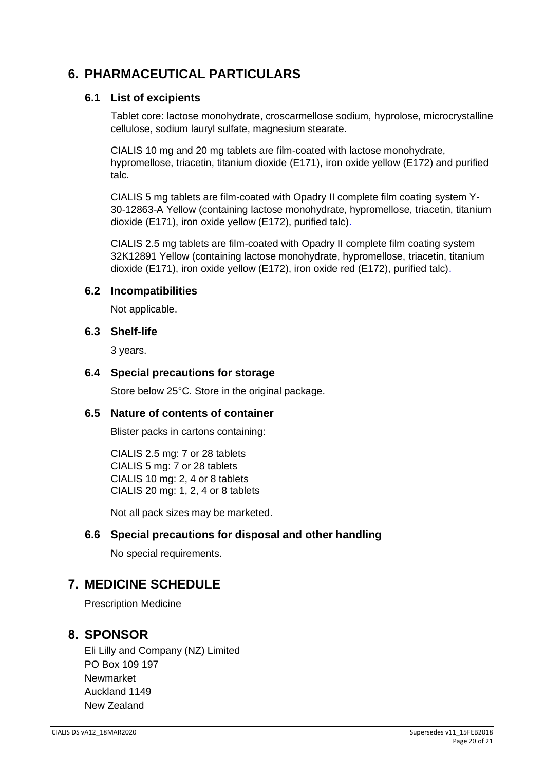# 6. PHARMACEUTICAL PARTICULARS

## 6.1 List of excipients

Tablet core: lactose monohydrate, croscarmellose sodium, hyprolose, microcrystalline cellulose, sodium lauryl sulfate, magnesium stearate.

CIALIS 10 mg and 20 mg tablets are film-coated with lactose monohydrate, hypromellose, triacetin, titanium dioxide (E171), iron oxide yellow (E172) and purified talc.

CIALIS 5 mg tablets are film-coated with Opadry II complete film coating system Y-30-12863-A Yellow (containing lactose monohydrate, hypromellose, triacetin, titanium dioxide (E171), iron oxide yellow (E172), purified talc).

CIALIS 2.5 mg tablets are film-coated with Opadry II complete film coating system 32K12891 Yellow (containing lactose monohydrate, hypromellose, triacetin, titanium dioxide (E171), iron oxide yellow (E172), iron oxide red (E172), purified talc).

## 6.2 Incompatibilities

Not applicable.

## 6.3 Shelf-life

3 years.

## 6.4 Special precautions for storage

Store below 25°C. Store in the original package.

## 6.5 Nature of contents of container

Blister packs in cartons containing:

CIALIS 2.5 mg: 7 or 28 tablets
CIALIS 5 mg: 7 or 28 tablets
CIALIS 10 mg: 2, 4 or 8 tablets
CIALIS 20 mg: 1, 2, 4 or 8 tablets

Not all pack sizes may be marketed.

## 6.6 Special precautions for disposal and other handling

No special requirements.

# 7. MEDICINE SCHEDULE

Prescription Medicine

# 8. SPONSOR

Eli Lilly and Company (NZ) Limited
PO Box 109 197
Newmarket
Auckland 1149
New Zealand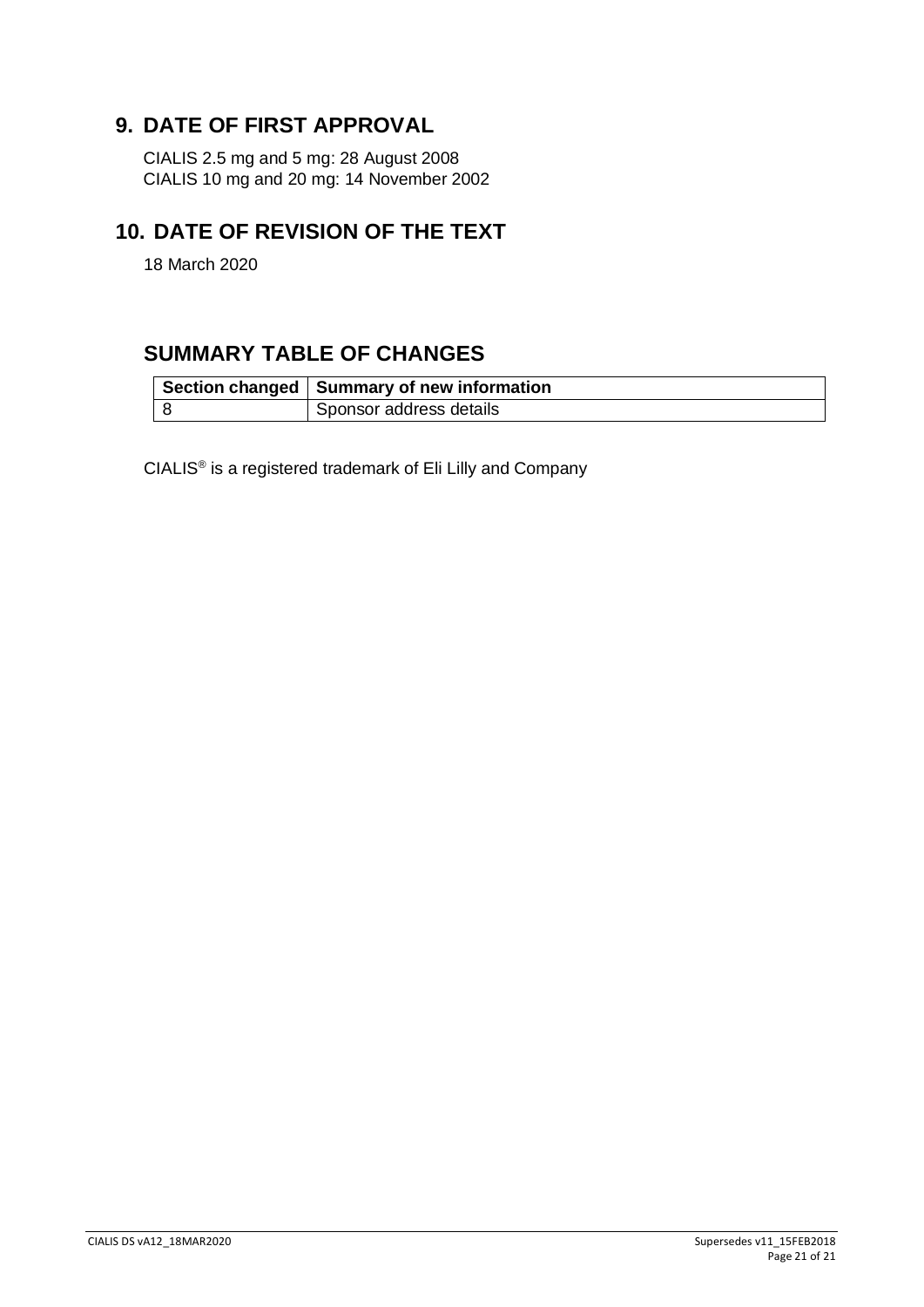## 9. DATE OF FIRST APPROVAL

CIALIS 2.5 mg and 5 mg: 28 August 2008
CIALIS 10 mg and 20 mg: 14 November 2002

## 10. DATE OF REVISION OF THE TEXT

18 March 2020

## SUMMARY TABLE OF CHANGES

| Section changed | Summary of new information |
|---|---|
| 8 | Sponsor address details |

CIALIS® is a registered trademark of Eli Lilly and Company